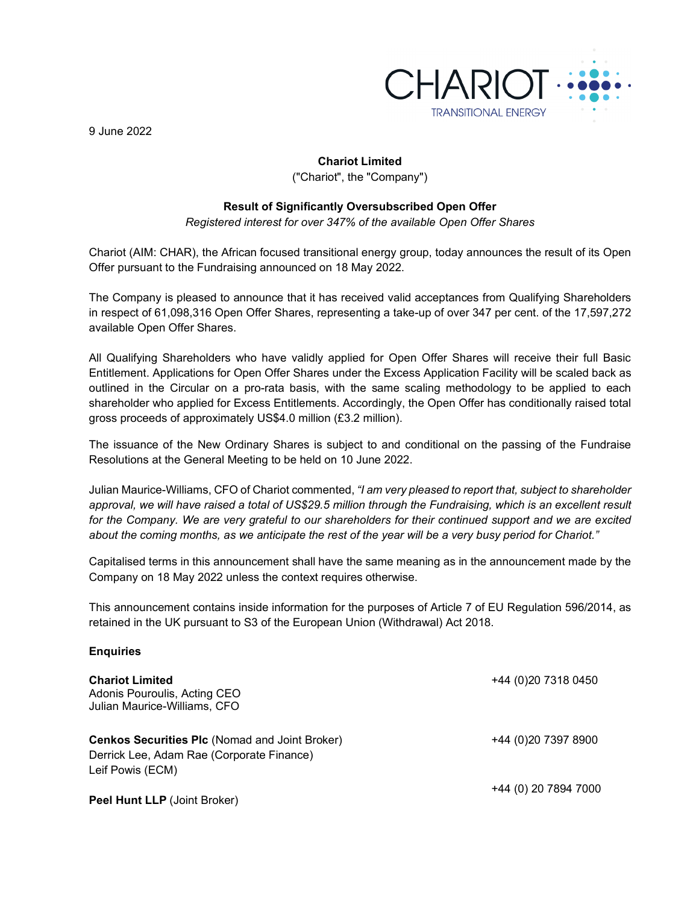9 June 2022

**Chariot Limited**
("Chariot", the "Company")

**Result of Significantly Oversubscribed Open Offer**
*Registered interest for over 347% of the available Open Offer Shares*

Chariot (AIM: CHAR), the African focused transitional energy group, today announces the result of its Open Offer pursuant to the Fundraising announced on 18 May 2022.

The Company is pleased to announce that it has received valid acceptances from Qualifying Shareholders in respect of 61,098,316 Open Offer Shares, representing a take-up of over 347 per cent. of the 17,597,272 available Open Offer Shares.

All Qualifying Shareholders who have validly applied for Open Offer Shares will receive their full Basic Entitlement. Applications for Open Offer Shares under the Excess Application Facility will be scaled back as outlined in the Circular on a pro-rata basis, with the same scaling methodology to be applied to each shareholder who applied for Excess Entitlements. Accordingly, the Open Offer has conditionally raised total gross proceeds of approximately US$4.0 million (£3.2 million).

The issuance of the New Ordinary Shares is subject to and conditional on the passing of the Fundraise Resolutions at the General Meeting to be held on 10 June 2022.

Julian Maurice-Williams, CFO of Chariot commented, *"I am very pleased to report that, subject to shareholder approval, we will have raised a total of US$29.5 million through the Fundraising, which is an excellent result for the Company. We are very grateful to our shareholders for their continued support and we are excited about the coming months, as we anticipate the rest of the year will be a very busy period for Chariot."*

Capitalised terms in this announcement shall have the same meaning as in the announcement made by the Company on 18 May 2022 unless the context requires otherwise.

This announcement contains inside information for the purposes of Article 7 of EU Regulation 596/2014, as retained in the UK pursuant to S3 of the European Union (Withdrawal) Act 2018.

**Enquiries**

**Chariot Limited** — +44 (0)20 7318 0450
Adonis Pouroulis, Acting CEO
Julian Maurice-Williams, CFO

**Cenkos Securities Plc** (Nomad and Joint Broker) — +44 (0)20 7397 8900
Derrick Lee, Adam Rae (Corporate Finance)
Leif Powis (ECM)

**Peel Hunt LLP** (Joint Broker) — +44 (0) 20 7894 7000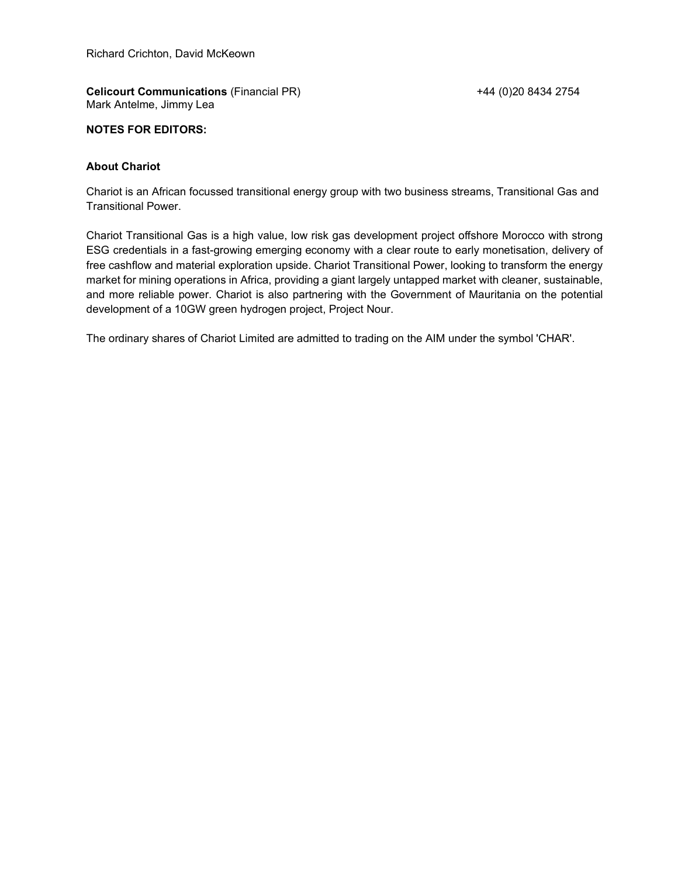Richard Crichton, David McKeown

**Celicourt Communications** (Financial PR) +44 (0)20 8434 2754
Mark Antelme, Jimmy Lea

**NOTES FOR EDITORS:**

**About Chariot**

Chariot is an African focussed transitional energy group with two business streams, Transitional Gas and Transitional Power.

Chariot Transitional Gas is a high value, low risk gas development project offshore Morocco with strong ESG credentials in a fast-growing emerging economy with a clear route to early monetisation, delivery of free cashflow and material exploration upside. Chariot Transitional Power, looking to transform the energy market for mining operations in Africa, providing a giant largely untapped market with cleaner, sustainable, and more reliable power. Chariot is also partnering with the Government of Mauritania on the potential development of a 10GW green hydrogen project, Project Nour.

The ordinary shares of Chariot Limited are admitted to trading on the AIM under the symbol 'CHAR'.